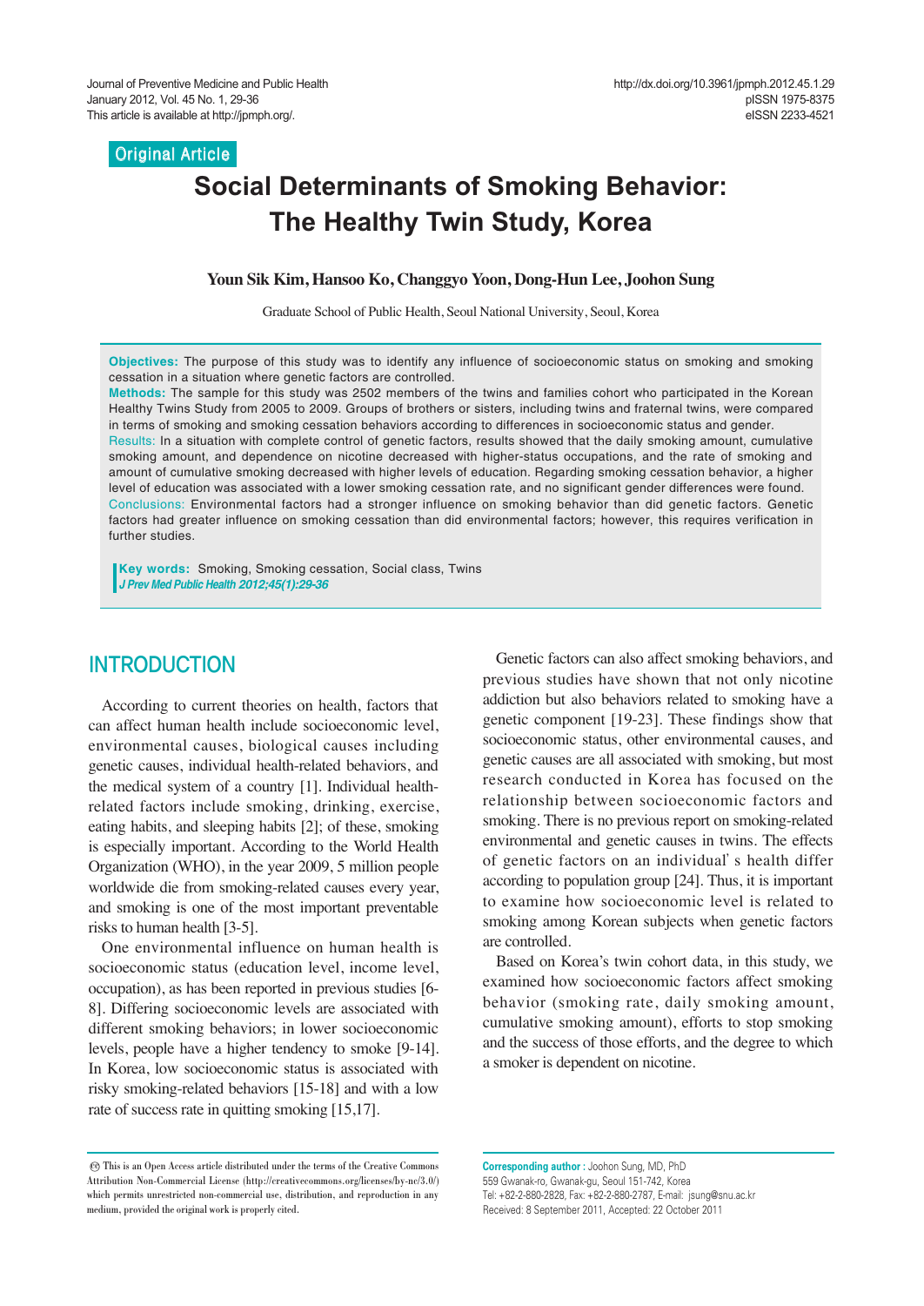Original Article

# Social Determinants of Smoking Behavior: The Healthy Twin Study, Korea

**Youn Sik Kim, Hansoo Ko, Changgyo Yoon, Dong-Hun Lee, Joohon Sung**

Graduate School of Public Health, Seoul National University, Seoul, Korea

**Objectives:** The purpose of this study was to identify any influence of socioeconomic status on smoking and smoking cessation in a situation where genetic factors are controlled.

**Methods:** The sample for this study was 2502 members of the twins and families cohort who participated in the Korean Healthy Twins Study from 2005 to 2009. Groups of brothers or sisters, including twins and fraternal twins, were compared in terms of smoking and smoking cessation behaviors according to differences in socioeconomic status and gender.

**Results:** In a situation with complete control of genetic factors, results showed that the daily smoking amount, cumulative smoking amount, and dependence on nicotine decreased with higher-status occupations, and the rate of smoking and amount of cumulative smoking decreased with higher levels of education. Regarding smoking cessation behavior, a higher level of education was associated with a lower smoking cessation rate, and no significant gender differences were found.

**Conclusions:** Environmental factors had a stronger influence on smoking behavior than did genetic factors. Genetic factors had greater influence on smoking cessation than did environmental factors; however, this requires verification in further studies.

**Key words:** Smoking, Smoking cessation, Social class, Twins

*J Prev Med Public Health 2012;45(1):29-36*

## INTRODUCTION

According to current theories on health, factors that can affect human health include socioeconomic level, environmental causes, biological causes including genetic causes, individual health-related behaviors, and the medical system of a country [1]. Individual health-related factors include smoking, drinking, exercise, eating habits, and sleeping habits [2]; of these, smoking is especially important. According to the World Health Organization (WHO), in the year 2009, 5 million people worldwide die from smoking-related causes every year, and smoking is one of the most important preventable risks to human health [3-5].

One environmental influence on human health is socioeconomic status (education level, income level, occupation), as has been reported in previous studies [6-8]. Differing socioeconomic levels are associated with different smoking behaviors; in lower socioeconomic levels, people have a higher tendency to smoke [9-14]. In Korea, low socioeconomic status is associated with risky smoking-related behaviors [15-18] and with a low rate of success rate in quitting smoking [15,17].

Genetic factors can also affect smoking behaviors, and previous studies have shown that not only nicotine addiction but also behaviors related to smoking have a genetic component [19-23]. These findings show that socioeconomic status, other environmental causes, and genetic causes are all associated with smoking, but most research conducted in Korea has focused on the relationship between socioeconomic factors and smoking. There is no previous report on smoking-related environmental and genetic causes in twins. The effects of genetic factors on an individual's health differ according to population group [24]. Thus, it is important to examine how socioeconomic level is related to smoking among Korean subjects when genetic factors are controlled.

Based on Korea's twin cohort data, in this study, we examined how socioeconomic factors affect smoking behavior (smoking rate, daily smoking amount, cumulative smoking amount), efforts to stop smoking and the success of those efforts, and the degree to which a smoker is dependent on nicotine.

This is an Open Access article distributed under the terms of the Creative Commons Attribution Non-Commercial License (http://creativecommons.org/licenses/by-nc/3.0/) which permits unrestricted non-commercial use, distribution, and reproduction in any medium, provided the original work is properly cited.

**Corresponding author:** Joohon Sung, MD, PhD
559 Gwanak-ro, Gwanak-gu, Seoul 151-742, Korea
Tel: +82-2-880-2828, Fax: +82-2-880-2787, E-mail: jsung@snu.ac.kr
Received: 8 September 2011, Accepted: 22 October 2011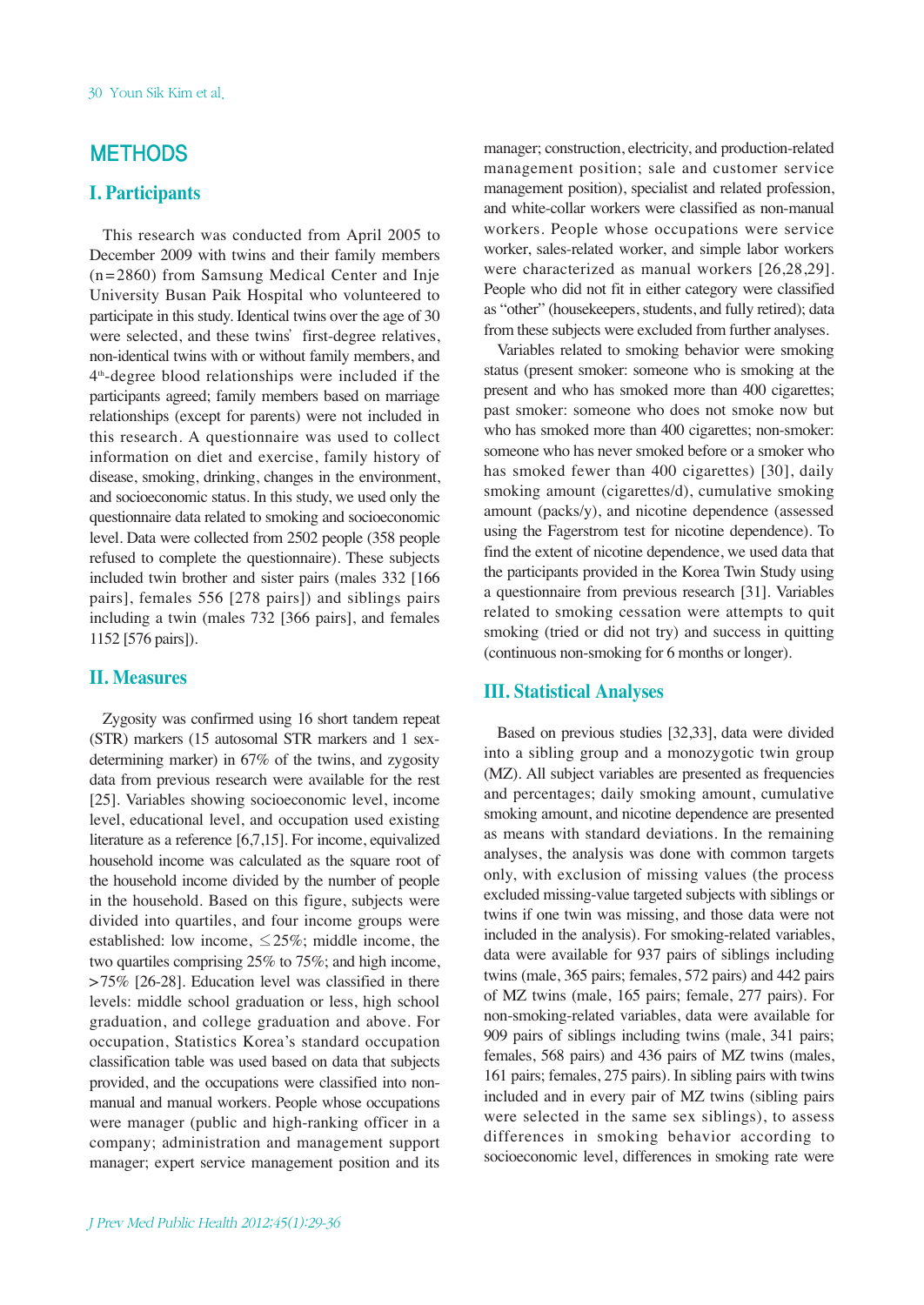## METHODS

### I. Participants

This research was conducted from April 2005 to December 2009 with twins and their family members (n=2860) from Samsung Medical Center and Inje University Busan Paik Hospital who volunteered to participate in this study. Identical twins over the age of 30 were selected, and these twins' first-degree relatives, non-identical twins with or without family members, and 4th-degree blood relationships were included if the participants agreed; family members based on marriage relationships (except for parents) were not included in this research. A questionnaire was used to collect information on diet and exercise, family history of disease, smoking, drinking, changes in the environment, and socioeconomic status. In this study, we used only the questionnaire data related to smoking and socioeconomic level. Data were collected from 2502 people (358 people refused to complete the questionnaire). These subjects included twin brother and sister pairs (males 332 [166 pairs], females 556 [278 pairs]) and siblings pairs including a twin (males 732 [366 pairs], and females 1152 [576 pairs]).

### II. Measures

Zygosity was confirmed using 16 short tandem repeat (STR) markers (15 autosomal STR markers and 1 sex-determining marker) in 67% of the twins, and zygosity data from previous research were available for the rest [25]. Variables showing socioeconomic level, income level, educational level, and occupation used existing literature as a reference [6,7,15]. For income, equivalized household income was calculated as the square root of the household income divided by the number of people in the household. Based on this figure, subjects were divided into quartiles, and four income groups were established: low income, ≤25%; middle income, the two quartiles comprising 25% to 75%; and high income, >75% [26-28]. Education level was classified in there levels: middle school graduation or less, high school graduation, and college graduation and above. For occupation, Statistics Korea's standard occupation classification table was used based on data that subjects provided, and the occupations were classified into non-manual and manual workers. People whose occupations were manager (public and high-ranking officer in a company; administration and management support manager; expert service management position and its manager; construction, electricity, and production-related management position; sale and customer service management position), specialist and related profession, and white-collar workers were classified as non-manual workers. People whose occupations were service worker, sales-related worker, and simple labor workers were characterized as manual workers [26,28,29]. People who did not fit in either category were classified as "other" (housekeepers, students, and fully retired); data from these subjects were excluded from further analyses.

Variables related to smoking behavior were smoking status (present smoker: someone who is smoking at the present and who has smoked more than 400 cigarettes; past smoker: someone who does not smoke now but who has smoked more than 400 cigarettes; non-smoker: someone who has never smoked before or a smoker who has smoked fewer than 400 cigarettes) [30], daily smoking amount (cigarettes/d), cumulative smoking amount (packs/y), and nicotine dependence (assessed using the Fagerstrom test for nicotine dependence). To find the extent of nicotine dependence, we used data that the participants provided in the Korea Twin Study using a questionnaire from previous research [31]. Variables related to smoking cessation were attempts to quit smoking (tried or did not try) and success in quitting (continuous non-smoking for 6 months or longer).

### III. Statistical Analyses

Based on previous studies [32,33], data were divided into a sibling group and a monozygotic twin group (MZ). All subject variables are presented as frequencies and percentages; daily smoking amount, cumulative smoking amount, and nicotine dependence are presented as means with standard deviations. In the remaining analyses, the analysis was done with common targets only, with exclusion of missing values (the process excluded missing-value targeted subjects with siblings or twins if one twin was missing, and those data were not included in the analysis). For smoking-related variables, data were available for 937 pairs of siblings including twins (male, 365 pairs; females, 572 pairs) and 442 pairs of MZ twins (male, 165 pairs; female, 277 pairs). For non-smoking-related variables, data were available for 909 pairs of siblings including twins (male, 341 pairs; females, 568 pairs) and 436 pairs of MZ twins (males, 161 pairs; females, 275 pairs). In sibling pairs with twins included and in every pair of MZ twins (sibling pairs were selected in the same sex siblings), to assess differences in smoking behavior according to socioeconomic level, differences in smoking rate were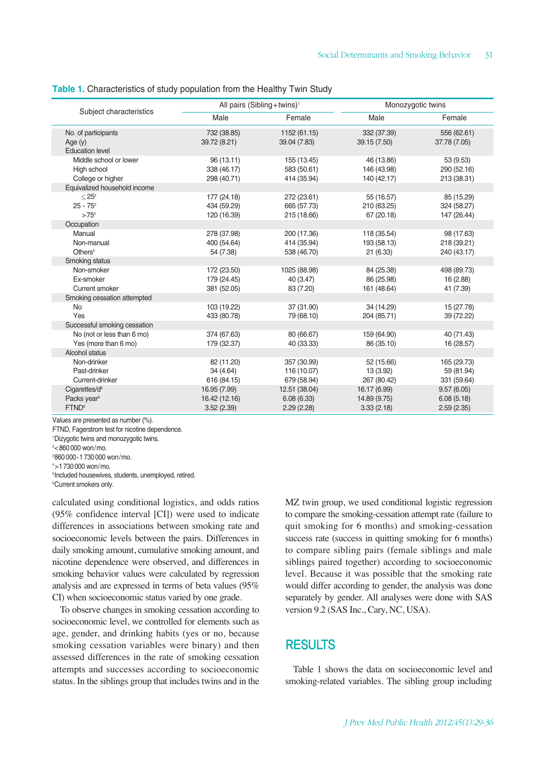**Table 1.** Characteristics of study population from the Healthy Twin Study

| Subject characteristics | All pairs (Sibling+twins)[1] | | Monozygotic twins | |
|---|---|---|---|---|
| | Male | Female | Male | Female |
| No. of participants | 732 (38.85) | 1152 (61.15) | 332 (37.39) | 556 (62.61) |
| Age (y) | 39.72 (8.21) | 39.04 (7.83) | 39.15 (7.50) | 37.78 (7.05) |
| Education level | | | | |
| Middle school or lower | 96 (13.11) | 155 (13.45) | 46 (13.86) | 53 (9.53) |
| High school | 338 (46.17) | 583 (50.61) | 146 (43.98) | 290 (52.16) |
| College or higher | 298 (40.71) | 414 (35.94) | 140 (42.17) | 213 (38.31) |
| Equivalized household income | | | | |
| ≤25[2] | 177 (24.18) | 272 (23.61) | 55 (16.57) | 85 (15.29) |
| 25 - 75[3] | 434 (59.29) | 665 (57.73) | 210 (63.25) | 324 (58.27) |
| >75[4] | 120 (16.39) | 215 (18.66) | 67 (20.18) | 147 (26.44) |
| Occupation | | | | |
| Manual | 278 (37.98) | 200 (17.36) | 118 (35.54) | 98 (17.63) |
| Non-manual | 400 (54.64) | 414 (35.94) | 193 (58.13) | 218 (39.21) |
| Others[5] | 54 (7.38) | 538 (46.70) | 21 (6.33) | 240 (43.17) |
| Smoking status | | | | |
| Non-smoker | 172 (23.50) | 1025 (88.98) | 84 (25.38) | 498 (89.73) |
| Ex-smoker | 179 (24.45) | 40 (3.47) | 86 (25.98) | 16 (2.88) |
| Current smoker | 381 (52.05) | 83 (7.20) | 161 (48.64) | 41 (7.39) |
| Smoking cessation attempted | | | | |
| No | 103 (19.22) | 37 (31.90) | 34 (14.29) | 15 (27.78) |
| Yes | 433 (80.78) | 79 (68.10) | 204 (85.71) | 39 (72.22) |
| Successful smoking cessation | | | | |
| No (not or less than 6 mo) | 374 (67.63) | 80 (66.67) | 159 (64.90) | 40 (71.43) |
| Yes (more than 6 mo) | 179 (32.37) | 40 (33.33) | 86 (35.10) | 16 (28.57) |
| Alcohol status | | | | |
| Non-drinker | 82 (11.20) | 357 (30.99) | 52 (15.66) | 165 (29.73) |
| Past-drinker | 34 (4.64) | 116 (10.07) | 13 (3.92) | 59 (81.94) |
| Current-drinker | 616 (84.15) | 679 (58.94) | 267 (80.42) | 331 (59.64) |
| Cigarettes/d[6] | 16.95 (7.99) | 12.51 (38.04) | 16.17 (6.99) | 9.57 (6.05) |
| Packs year[6] | 16.42 (12.16) | 6.08 (6.33) | 14.89 (9.75) | 6.08 (5.18) |
| FTND[6] | 3.52 (2.39) | 2.29 (2.28) | 3.33 (2.18) | 2.59 (2.35) |

Values are presented as number (%).
FTND, Fagerstrom test for nicotine dependence.
[1]Dizygotic twins and monozygotic twins.
[2]< 860 000 won/mo.
[3]860 000 - 1 730 000 won/mo.
[4]>1 730 000 won/mo.
[5]Included housewives, students, unemployed, retired.
[6]Current smokers only.

calculated using conditional logistics, and odds ratios (95% confidence interval [CI]) were used to indicate differences in associations between smoking rate and socioeconomic levels between the pairs. Differences in daily smoking amount, cumulative smoking amount, and nicotine dependence were observed, and differences in smoking behavior values were calculated by regression analysis and are expressed in terms of beta values (95% CI) when socioeconomic status varied by one grade.

To observe changes in smoking cessation according to socioeconomic level, we controlled for elements such as age, gender, and drinking habits (yes or no, because smoking cessation variables were binary) and then assessed differences in the rate of smoking cessation attempts and successes according to socioeconomic status. In the siblings group that includes twins and in the MZ twin group, we used conditional logistic regression to compare the smoking-cessation attempt rate (failure to quit smoking for 6 months) and smoking-cessation success rate (success in quitting smoking for 6 months) to compare smoking pairs (female siblings and male siblings paired together) according to socioeconomic level. Because it was possible that the smoking rate would differ according to gender, the analysis was done separately by gender. All analyses were done with SAS version 9.2 (SAS Inc., Cary, NC, USA).

## RESULTS

Table 1 shows the data on socioeconomic level and smoking-related variables. The sibling group including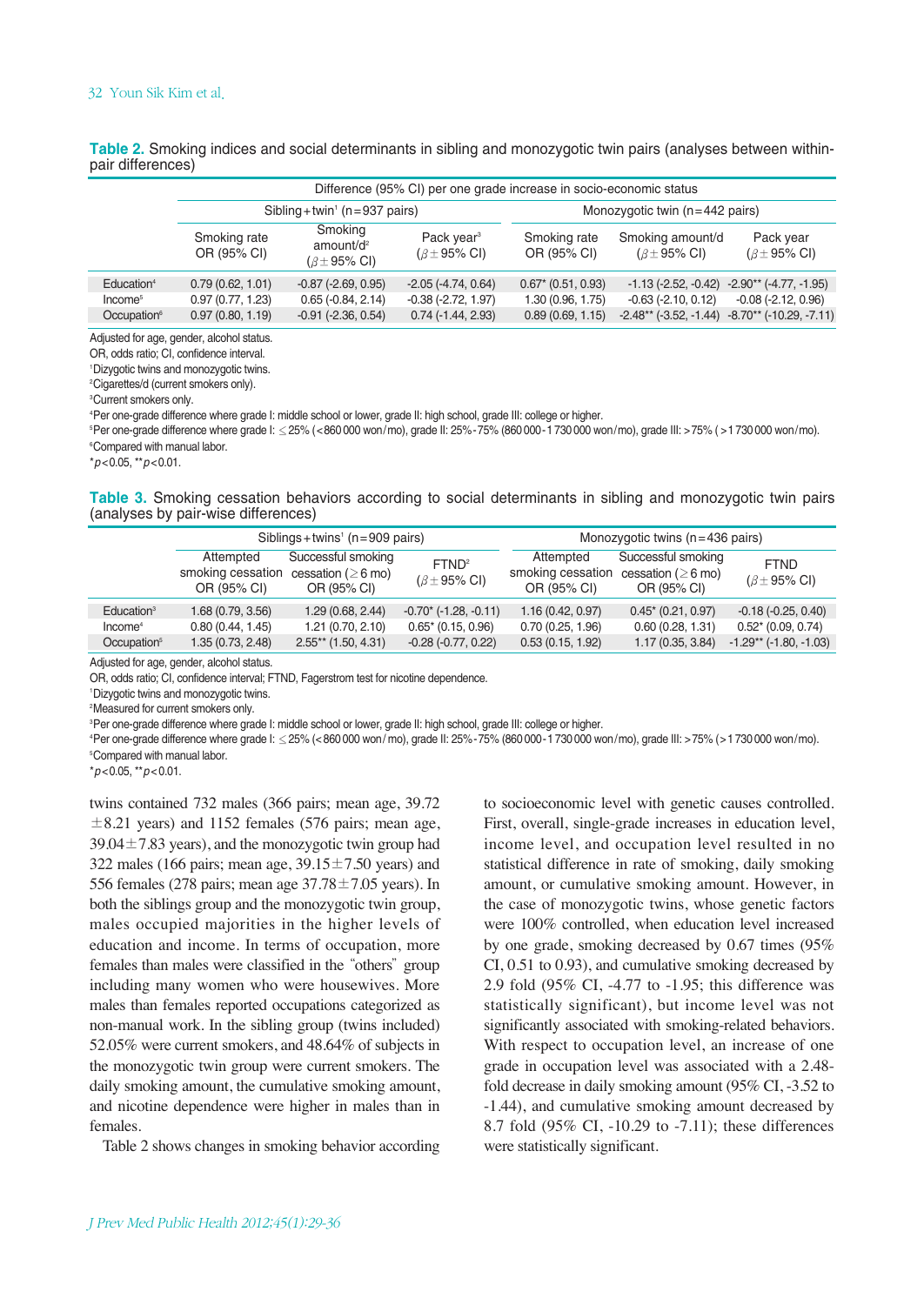**Table 2.** Smoking indices and social determinants in sibling and monozygotic twin pairs (analyses between within-pair differences)

| | Difference (95% CI) per one grade increase in socio-economic status | | | | | |
|---|---|---|---|---|---|---|
| | Sibling+twin[1] (n=937 pairs) | | | Monozygotic twin (n=442 pairs) | | |
| | Smoking rate OR (95% CI) | Smoking amount/d[2] ($\beta\pm$95% CI) | Pack year[3] ($\beta\pm$95% CI) | Smoking rate OR (95% CI) | Smoking amount/d ($\beta\pm$95% CI) | Pack year ($\beta\pm$95% CI) |
| Education[4] | 0.79 (0.62, 1.01) | -0.87 (-2.69, 0.95) | -2.05 (-4.74, 0.64) | 0.67* (0.51, 0.93) | -1.13 (-2.52, -0.42) | -2.90** (-4.77, -1.95) |
| Income[5] | 0.97 (0.77, 1.23) | 0.65 (-0.84, 2.14) | -0.38 (-2.72, 1.97) | 1.30 (0.96, 1.75) | -0.63 (-2.10, 0.12) | -0.08 (-2.12, 0.96) |
| Occupation[6] | 0.97 (0.80, 1.19) | -0.91 (-2.36, 0.54) | 0.74 (-1.44, 2.93) | 0.89 (0.69, 1.15) | -2.48** (-3.52, -1.44) | -8.70** (-10.29, -7.11) |

Adjusted for age, gender, alcohol status.
OR, odds ratio; CI, confidence interval.
[1]Dizygotic twins and monozygotic twins.
[2]Cigarettes/d (current smokers only).
[3]Current smokers only.
[4]Per one-grade difference where grade I: middle school or lower, grade II: high school, grade III: college or higher.
[5]Per one-grade difference where grade I: ≤25% (<860 000 won/mo), grade II: 25%-75% (860 000-1 730 000 won/mo), grade III: >75% (>1 730 000 won/mo).
[6]Compared with manual labor.
$^*p<0.05$, $^{**}p<0.01$.

**Table 3.** Smoking cessation behaviors according to social determinants in sibling and monozygotic twin pairs (analyses by pair-wise differences)

| | Siblings+twins[1] (n=909 pairs) | | | Monozygotic twins (n=436 pairs) | | |
|---|---|---|---|---|---|---|
| | Attempted smoking cessation OR (95% CI) | Successful smoking cessation (≥6 mo) OR (95% CI) | FTND[2] ($\beta\pm$95% CI) | Attempted smoking cessation OR (95% CI) | Successful smoking cessation (≥6 mo) OR (95% CI) | FTND ($\beta\pm$95% CI) |
| Education[3] | 1.68 (0.79, 3.56) | 1.29 (0.68, 2.44) | -0.70* (-1.28, -0.11) | 1.16 (0.42, 0.97) | 0.45* (0.21, 0.97) | -0.18 (-0.25, 0.40) |
| Income[4] | 0.80 (0.44, 1.45) | 1.21 (0.70, 2.10) | 0.65* (0.15, 0.96) | 0.70 (0.25, 1.96) | 0.60 (0.28, 1.31) | 0.52* (0.09, 0.74) |
| Occupation[5] | 1.35 (0.73, 2.48) | 2.55** (1.50, 4.31) | -0.28 (-0.77, 0.22) | 0.53 (0.15, 1.92) | 1.17 (0.35, 3.84) | -1.29** (-1.80, -1.03) |

Adjusted for age, gender, alcohol status.
OR, odds ratio; CI, confidence interval; FTND, Fagerstrom test for nicotine dependence.
[1]Dizygotic twins and monozygotic twins.
[2]Measured for current smokers only.
[3]Per one-grade difference where grade I: middle school or lower, grade II: high school, grade III: college or higher.
[4]Per one-grade difference where grade I: ≤25% (<860 000 won/mo), grade II: 25%-75% (860 000-1 730 000 won/mo), grade III: >75% (>1 730 000 won/mo).
[5]Compared with manual labor.
$^*p<0.05$, $^{**}p<0.01$.

twins contained 732 males (366 pairs; mean age, 39.72 ±8.21 years) and 1152 females (576 pairs; mean age, 39.04±7.83 years), and the monozygotic twin group had 322 males (166 pairs; mean age, 39.15±7.50 years) and 556 females (278 pairs; mean age 37.78±7.05 years). In both the siblings group and the monozygotic twin group, males occupied majorities in the higher levels of education and income. In terms of occupation, more females than males were classified in the "others" group including many women who were housewives. More males than females reported occupations categorized as non-manual work. In the sibling group (twins included) 52.05% were current smokers, and 48.64% of subjects in the monozygotic twin group were current smokers. The daily smoking amount, the cumulative smoking amount, and nicotine dependence were higher in males than in females.

Table 2 shows changes in smoking behavior according to socioeconomic level with genetic causes controlled. First, overall, single-grade increases in education level, income level, and occupation level resulted in no statistical difference in rate of smoking, daily smoking amount, or cumulative smoking amount. However, in the case of monozygotic twins, whose genetic factors were 100% controlled, when education level increased by one grade, smoking decreased by 0.67 times (95% CI, 0.51 to 0.93), and cumulative smoking decreased by 2.9 fold (95% CI, -4.77 to -1.95; this difference was statistically significant), but income level was not significantly associated with smoking-related behaviors. With respect to occupation level, an increase of one grade in occupation level was associated with a 2.48-fold decrease in daily smoking amount (95% CI, -3.52 to -1.44), and cumulative smoking amount decreased by 8.7 fold (95% CI, -10.29 to -7.11); these differences were statistically significant.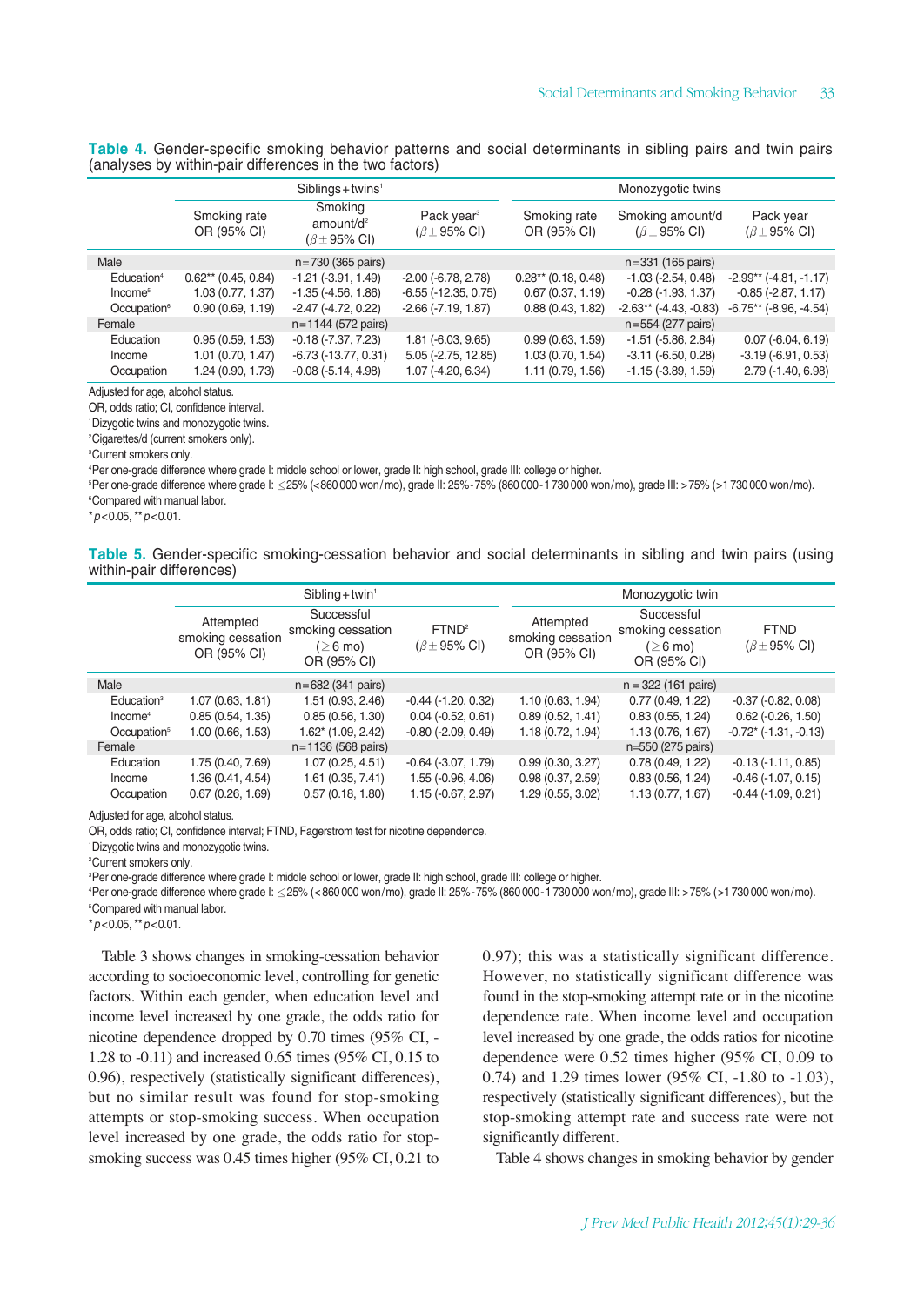**Table 4.** Gender-specific smoking behavior patterns and social determinants in sibling pairs and twin pairs (analyses by within-pair differences in the two factors)

| | Siblings+twins[1] | | | Monozygotic twins | | |
|---|---|---|---|---|---|---|
| | Smoking rate OR (95% CI) | Smoking amount/d[2] ($\beta \pm$95% CI) | Pack year[3] ($\beta \pm$95% CI) | Smoking rate OR (95% CI) | Smoking amount/d ($\beta \pm$95% CI) | Pack year ($\beta \pm$95% CI) |
| Male | | n=730 (365 pairs) | | | n=331 (165 pairs) | |
| Education[4] | 0.62** (0.45, 0.84) | -1.21 (-3.91, 1.49) | -2.00 (-6.78, 2.78) | 0.28** (0.18, 0.48) | -1.03 (-2.54, 0.48) | -2.99** (-4.81, -1.17) |
| Income[5] | 1.03 (0.77, 1.37) | -1.35 (-4.56, 1.86) | -6.55 (-12.35, 0.75) | 0.67 (0.37, 1.19) | -0.28 (-1.93, 1.37) | -0.85 (-2.87, 1.17) |
| Occupation[6] | 0.90 (0.69, 1.19) | -2.47 (-4.72, 0.22) | -2.66 (-7.19, 1.87) | 0.88 (0.43, 1.82) | -2.63** (-4.43, -0.83) | -6.75** (-8.96, -4.54) |
| Female | | n=1144 (572 pairs) | | | n=554 (277 pairs) | |
| Education | 0.95 (0.59, 1.53) | -0.18 (-7.37, 7.23) | 1.81 (-6.03, 9.65) | 0.99 (0.63, 1.59) | -1.51 (-5.86, 2.84) | 0.07 (-6.04, 6.19) |
| Income | 1.01 (0.70, 1.47) | -6.73 (-13.77, 0.31) | 5.05 (-2.75, 12.85) | 1.03 (0.70, 1.54) | -3.11 (-6.50, 0.28) | -3.19 (-6.91, 0.53) |
| Occupation | 1.24 (0.90, 1.73) | -0.08 (-5.14, 4.98) | 1.07 (-4.20, 6.34) | 1.11 (0.79, 1.56) | -1.15 (-3.89, 1.59) | 2.79 (-1.40, 6.98) |

Adjusted for age, alcohol status.
OR, odds ratio; CI, confidence interval.
[1]Dizygotic twins and monozygotic twins.
[2]Cigarettes/d (current smokers only).
[3]Current smokers only.
[4]Per one-grade difference where grade I: middle school or lower, grade II: high school, grade III: college or higher.
[5]Per one-grade difference where grade I: ≤25% (<860 000 won/mo), grade II: 25%-75% (860 000-1 730 000 won/mo), grade III: >75% (>1 730 000 won/mo).
[6]Compared with manual labor.
*$p$<0.05, **$p$<0.01.

**Table 5.** Gender-specific smoking-cessation behavior and social determinants in sibling and twin pairs (using within-pair differences)

| | Sibling+twin[1] | | | Monozygotic twin | | |
|---|---|---|---|---|---|---|
| | Attempted smoking cessation OR (95% CI) | Successful smoking cessation (≥6 mo) OR (95% CI) | FTND[2] ($\beta \pm$95% CI) | Attempted smoking cessation OR (95% CI) | Successful smoking cessation (≥6 mo) OR (95% CI) | FTND ($\beta \pm$95% CI) |
| Male | | n=682 (341 pairs) | | | n = 322 (161 pairs) | |
| Education[3] | 1.07 (0.63, 1.81) | 1.51 (0.93, 2.46) | -0.44 (-1.20, 0.32) | 1.10 (0.63, 1.94) | 0.77 (0.49, 1.22) | -0.37 (-0.82, 0.08) |
| Income[4] | 0.85 (0.54, 1.35) | 0.85 (0.56, 1.30) | 0.04 (-0.52, 0.61) | 0.89 (0.52, 1.41) | 0.83 (0.55, 1.24) | 0.62 (-0.26, 1.50) |
| Occupation[5] | 1.00 (0.66, 1.53) | 1.62* (1.09, 2.42) | -0.80 (-2.09, 0.49) | 1.18 (0.72, 1.94) | 1.13 (0.76, 1.67) | -0.72* (-1.31, -0.13) |
| Female | | n=1136 (568 pairs) | | | n=550 (275 pairs) | |
| Education | 1.75 (0.40, 7.69) | 1.07 (0.25, 4.51) | -0.64 (-3.07, 1.79) | 0.99 (0.30, 3.27) | 0.78 (0.49, 1.22) | -0.13 (-1.11, 0.85) |
| Income | 1.36 (0.41, 4.54) | 1.61 (0.35, 7.41) | 1.55 (-0.96, 4.06) | 0.98 (0.37, 2.59) | 0.83 (0.56, 1.24) | -0.46 (-1.07, 0.15) |
| Occupation | 0.67 (0.26, 1.69) | 0.57 (0.18, 1.80) | 1.15 (-0.67, 2.97) | 1.29 (0.55, 3.02) | 1.13 (0.77, 1.67) | -0.44 (-1.09, 0.21) |

Adjusted for age, alcohol status.
OR, odds ratio; CI, confidence interval; FTND, Fagerstrom test for nicotine dependence.
[1]Dizygotic twins and monozygotic twins.
[2]Current smokers only.
[3]Per one-grade difference where grade I: middle school or lower, grade II: high school, grade III: college or higher.
[4]Per one-grade difference where grade I: ≤25% (<860 000 won/mo), grade II: 25%-75% (860 000-1 730 000 won/mo), grade III: >75% (>1 730 000 won/mo).
[5]Compared with manual labor.
*$p$<0.05, **$p$<0.01.

Table 3 shows changes in smoking-cessation behavior according to socioeconomic level, controlling for genetic factors. Within each gender, when education level and income level increased by one grade, the odds ratio for nicotine dependence dropped by 0.70 times (95% CI, -1.28 to -0.11) and increased 0.65 times (95% CI, 0.15 to 0.96), respectively (statistically significant differences), but no similar result was found for stop-smoking attempts or stop-smoking success. When occupation level increased by one grade, the odds ratio for stop-smoking success was 0.45 times higher (95% CI, 0.21 to 0.97); this was a statistically significant difference. However, no statistically significant difference was found in the stop-smoking attempt rate or in the nicotine dependence rate. When income level and occupation level increased by one grade, the odds ratios for nicotine dependence were 0.52 times higher (95% CI, 0.09 to 0.74) and 1.29 times lower (95% CI, -1.80 to -1.03), respectively (statistically significant differences), but the stop-smoking attempt rate and success rate were not significantly different.

Table 4 shows changes in smoking behavior by gender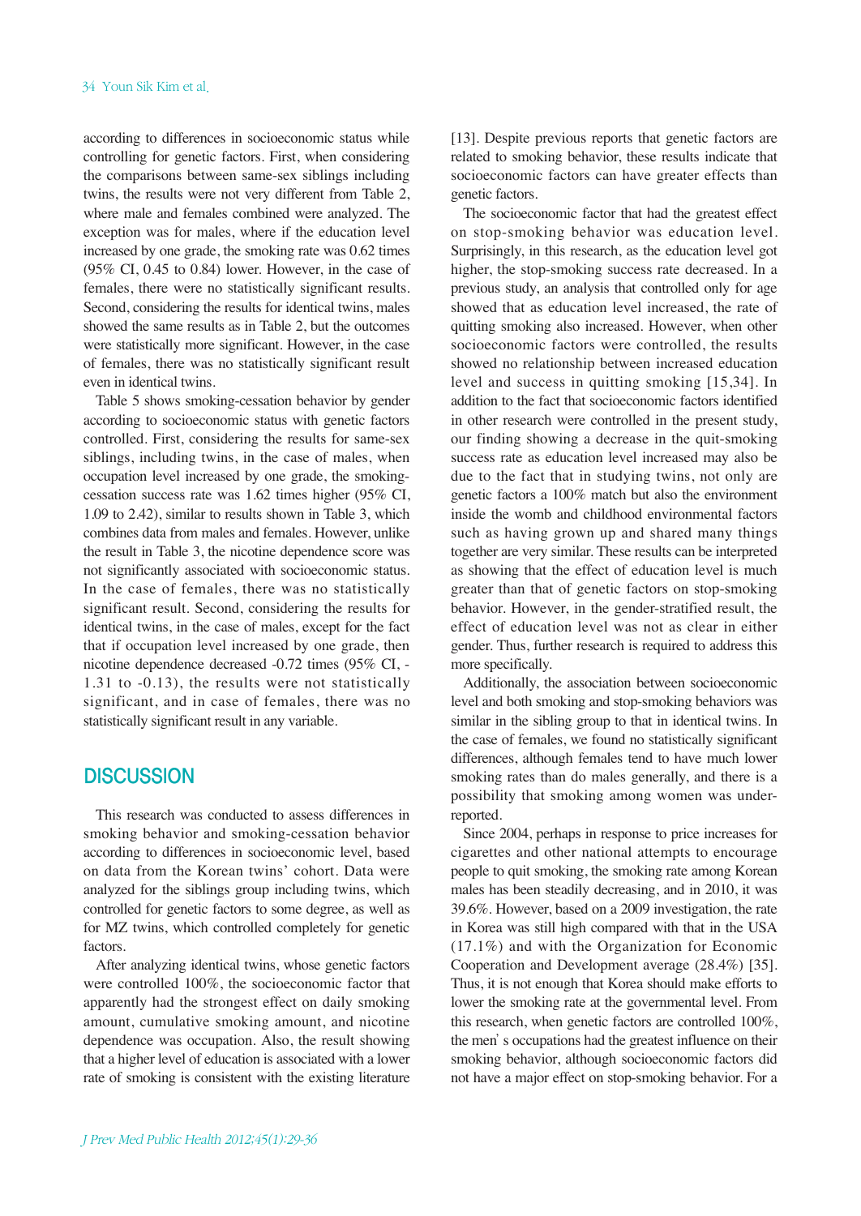according to differences in socioeconomic status while controlling for genetic factors. First, when considering the comparisons between same-sex siblings including twins, the results were not very different from Table 2, where male and females combined were analyzed. The exception was for males, where if the education level increased by one grade, the smoking rate was 0.62 times (95% CI, 0.45 to 0.84) lower. However, in the case of females, there were no statistically significant results. Second, considering the results for identical twins, males showed the same results as in Table 2, but the outcomes were statistically more significant. However, in the case of females, there was no statistically significant result even in identical twins.

Table 5 shows smoking-cessation behavior by gender according to socioeconomic status with genetic factors controlled. First, considering the results for same-sex siblings, including twins, in the case of males, when occupation level increased by one grade, the smoking-cessation success rate was 1.62 times higher (95% CI, 1.09 to 2.42), similar to results shown in Table 3, which combines data from males and females. However, unlike the result in Table 3, the nicotine dependence score was not significantly associated with socioeconomic status. In the case of females, there was no statistically significant result. Second, considering the results for identical twins, in the case of males, except for the fact that if occupation level increased by one grade, then nicotine dependence decreased -0.72 times (95% CI, -1.31 to -0.13), the results were not statistically significant, and in case of females, there was no statistically significant result in any variable.

## DISCUSSION

This research was conducted to assess differences in smoking behavior and smoking-cessation behavior according to differences in socioeconomic level, based on data from the Korean twins' cohort. Data were analyzed for the siblings group including twins, which controlled for genetic factors to some degree, as well as for MZ twins, which controlled completely for genetic factors.

After analyzing identical twins, whose genetic factors were controlled 100%, the socioeconomic factor that apparently had the strongest effect on daily smoking amount, cumulative smoking amount, and nicotine dependence was occupation. Also, the result showing that a higher level of education is associated with a lower rate of smoking is consistent with the existing literature [13]. Despite previous reports that genetic factors are related to smoking behavior, these results indicate that socioeconomic factors can have greater effects than genetic factors.

The socioeconomic factor that had the greatest effect on stop-smoking behavior was education level. Surprisingly, in this research, as the education level got higher, the stop-smoking success rate decreased. In a previous study, an analysis that controlled only for age showed that as education level increased, the rate of quitting smoking also increased. However, when other socioeconomic factors were controlled, the results showed no relationship between increased education level and success in quitting smoking [15,34]. In addition to the fact that socioeconomic factors identified in other research were controlled in the present study, our finding showing a decrease in the quit-smoking success rate as education level increased may also be due to the fact that in studying twins, not only are genetic factors a 100% match but also the environment inside the womb and childhood environmental factors such as having grown up and shared many things together are very similar. These results can be interpreted as showing that the effect of education level is much greater than that of genetic factors on stop-smoking behavior. However, in the gender-stratified result, the effect of education level was not as clear in either gender. Thus, further research is required to address this more specifically.

Additionally, the association between socioeconomic level and both smoking and stop-smoking behaviors was similar in the sibling group to that in identical twins. In the case of females, we found no statistically significant differences, although females tend to have much lower smoking rates than do males generally, and there is a possibility that smoking among women was under-reported.

Since 2004, perhaps in response to price increases for cigarettes and other national attempts to encourage people to quit smoking, the smoking rate among Korean males has been steadily decreasing, and in 2010, it was 39.6%. However, based on a 2009 investigation, the rate in Korea was still high compared with that in the USA (17.1%) and with the Organization for Economic Cooperation and Development average (28.4%) [35]. Thus, it is not enough that Korea should make efforts to lower the smoking rate at the governmental level. From this research, when genetic factors are controlled 100%, the men's occupations had the greatest influence on their smoking behavior, although socioeconomic factors did not have a major effect on stop-smoking behavior. For a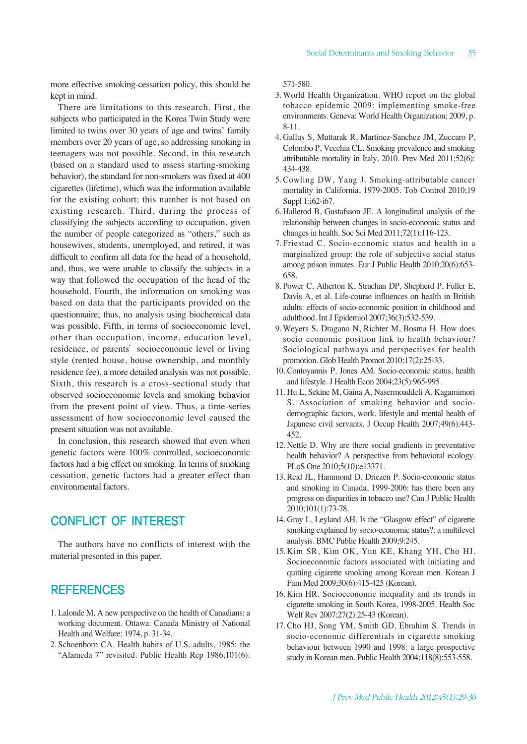more effective smoking-cessation policy, this should be kept in mind.

There are limitations to this research. First, the subjects who participated in the Korea Twin Study were limited to twins over 30 years of age and twins' family members over 20 years of age, so addressing smoking in teenagers was not possible. Second, in this research (based on a standard used to assess starting-smoking behavior), the standard for non-smokers was fixed at 400 cigarettes (lifetime), which was the information available for the existing cohort; this number is not based on existing research. Third, during the process of classifying the subjects according to occupation, given the number of people categorized as "others," such as housewives, students, unemployed, and retired, it was difficult to confirm all data for the head of a household, and, thus, we were unable to classify the subjects in a way that followed the occupation of the head of the household. Fourth, the information on smoking was based on data that the participants provided on the questionnaire; thus, no analysis using biochemical data was possible. Fifth, in terms of socioeconomic level, other than occupation, income, education level, residence, or parents' socioeconomic level or living style (rented house, house ownership, and monthly residence fee), a more detailed analysis was not possible. Sixth, this research is a cross-sectional study that observed socioeconomic levels and smoking behavior from the present point of view. Thus, a time-series assessment of how socioeconomic level caused the present situation was not available.

In conclusion, this research showed that even when genetic factors were 100% controlled, socioeconomic factors had a big effect on smoking. In terms of smoking cessation, genetic factors had a greater effect than environmental factors.

## CONFLICT OF INTEREST

The authors have no conflicts of interest with the material presented in this paper.

## REFERENCES

1. Lalonde M. A new perspective on the health of Canadians: a working document. Ottawa: Canada Ministry of National Health and Welfare; 1974, p. 31-34.
2. Schoenborn CA. Health habits of U.S. adults, 1985: the "Alameda 7" revisited. Public Health Rep 1986;101(6): 571-580.
3. World Health Organization. WHO report on the global tobacco epidemic 2009: implementing smoke-free environments. Geneva: World Health Organization; 2009, p. 8-11.
4. Gallus S, Muttarak R, Martinez-Sanchez JM, Zuccaro P, Colombo P, Vecchia CL. Smoking prevalence and smoking attributable mortality in Italy, 2010. Prev Med 2011;52(6): 434-438.
5. Cowling DW, Yang J. Smoking-attributable cancer mortality in California, 1979-2005. Tob Control 2010;19 Suppl 1:i62-i67.
6. Hallerod B, Gustafsson JE. A longitudinal analysis of the relationship between changes in socio-economic status and changes in health. Soc Sci Med 2011;72(1):116-123.
7. Friestad C. Socio-economic status and health in a marginalized group: the role of subjective social status among prison inmates. Eur J Public Health 2010;20(6):653-658.
8. Power C, Atherton K, Strachan DP, Shepherd P, Fuller E, Davis A, et al. Life-course influences on health in British adults: effects of socio-economic position in childhood and adulthood. Int J Epidemiol 2007;36(3):532-539.
9. Weyers S, Dragano N, Richter M, Bosma H. How does socio economic position link to health behaviour? Sociological pathways and perspectives for health promotion. Glob Health Promot 2010;17(2):25-33.
10. Contoyannis P, Jones AM. Socio-economic status, health and lifestyle. J Health Econ 2004;23(5):965-995.
11. Hu L, Sekine M, Gaina A, Nasermoaddeli A, Kagamimori S. Association of smoking behavior and socio-demographic factors, work, lifestyle and mental health of Japanese civil servants. J Occup Health 2007;49(6):443-452.
12. Nettle D. Why are there social gradients in preventative health behavior? A perspective from behavioral ecology. PLoS One 2010;5(10):e13371.
13. Reid JL, Hammond D, Driezen P. Socio-economic status and smoking in Canada, 1999-2006: has there been any progress on disparities in tobacco use? Can J Public Health 2010;101(1):73-78.
14. Gray L, Leyland AH. Is the "Glasgow effect" of cigarette smoking explained by socio-economic status?: a multilevel analysis. BMC Public Health 2009;9:245.
15. Kim SR, Kim OK, Yun KE, Khang YH, Cho HJ. Socioeconomic factors associated with initiating and quitting cigarette smoking among Korean men. Korean J Fam Med 2009;30(6):415-425 (Korean).
16. Kim HR. Socioeconomic inequality and its trends in cigarette smoking in South Korea, 1998-2005. Health Soc Welf Rev 2007;27(2):25-43 (Korean).
17. Cho HJ, Song YM, Smith GD, Ebrahim S. Trends in socio-economic differentials in cigarette smoking behaviour between 1990 and 1998: a large prospective study in Korean men. Public Health 2004;118(8):553-558.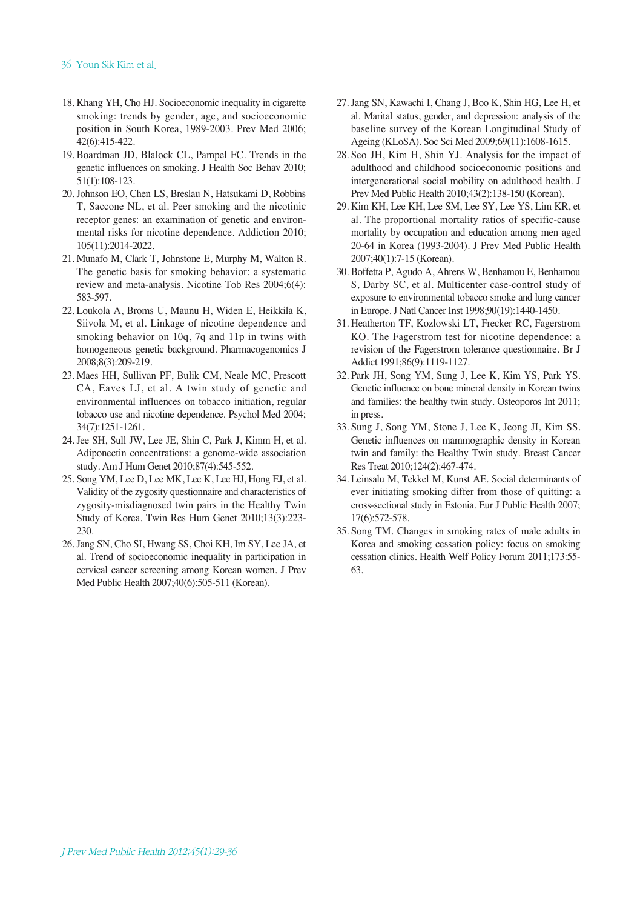18. Khang YH, Cho HJ. Socioeconomic inequality in cigarette smoking: trends by gender, age, and socioeconomic position in South Korea, 1989-2003. Prev Med 2006; 42(6):415-422.
19. Boardman JD, Blalock CL, Pampel FC. Trends in the genetic influences on smoking. J Health Soc Behav 2010; 51(1):108-123.
20. Johnson EO, Chen LS, Breslau N, Hatsukami D, Robbins T, Saccone NL, et al. Peer smoking and the nicotinic receptor genes: an examination of genetic and environmental risks for nicotine dependence. Addiction 2010; 105(11):2014-2022.
21. Munafo M, Clark T, Johnstone E, Murphy M, Walton R. The genetic basis for smoking behavior: a systematic review and meta-analysis. Nicotine Tob Res 2004;6(4): 583-597.
22. Loukola A, Broms U, Maunu H, Widen E, Heikkila K, Siivola M, et al. Linkage of nicotine dependence and smoking behavior on 10q, 7q and 11p in twins with homogeneous genetic background. Pharmacogenomics J 2008;8(3):209-219.
23. Maes HH, Sullivan PF, Bulik CM, Neale MC, Prescott CA, Eaves LJ, et al. A twin study of genetic and environmental influences on tobacco initiation, regular tobacco use and nicotine dependence. Psychol Med 2004; 34(7):1251-1261.
24. Jee SH, Sull JW, Lee JE, Shin C, Park J, Kimm H, et al. Adiponectin concentrations: a genome-wide association study. Am J Hum Genet 2010;87(4):545-552.
25. Song YM, Lee D, Lee MK, Lee K, Lee HJ, Hong EJ, et al. Validity of the zygosity questionnaire and characteristics of zygosity-misdiagnosed twin pairs in the Healthy Twin Study of Korea. Twin Res Hum Genet 2010;13(3):223-230.
26. Jang SN, Cho SI, Hwang SS, Choi KH, Im SY, Lee JA, et al. Trend of socioeconomic inequality in participation in cervical cancer screening among Korean women. J Prev Med Public Health 2007;40(6):505-511 (Korean).
27. Jang SN, Kawachi I, Chang J, Boo K, Shin HG, Lee H, et al. Marital status, gender, and depression: analysis of the baseline survey of the Korean Longitudinal Study of Ageing (KLoSA). Soc Sci Med 2009;69(11):1608-1615.
28. Seo JH, Kim H, Shin YJ. Analysis for the impact of adulthood and childhood socioeconomic positions and intergenerational social mobility on adulthood health. J Prev Med Public Health 2010;43(2):138-150 (Korean).
29. Kim KH, Lee KH, Lee SM, Lee SY, Lee YS, Lim KR, et al. The proportional mortality ratios of specific-cause mortality by occupation and education among men aged 20-64 in Korea (1993-2004). J Prev Med Public Health 2007;40(1):7-15 (Korean).
30. Boffetta P, Agudo A, Ahrens W, Benhamou E, Benhamou S, Darby SC, et al. Multicenter case-control study of exposure to environmental tobacco smoke and lung cancer in Europe. J Natl Cancer Inst 1998;90(19):1440-1450.
31. Heatherton TF, Kozlowski LT, Frecker RC, Fagerstrom KO. The Fagerstrom test for nicotine dependence: a revision of the Fagerstrom tolerance questionnaire. Br J Addict 1991;86(9):1119-1127.
32. Park JH, Song YM, Sung J, Lee K, Kim YS, Park YS. Genetic influence on bone mineral density in Korean twins and families: the healthy twin study. Osteoporos Int 2011; in press.
33. Sung J, Song YM, Stone J, Lee K, Jeong JI, Kim SS. Genetic influences on mammographic density in Korean twin and family: the Healthy Twin study. Breast Cancer Res Treat 2010;124(2):467-474.
34. Leinsalu M, Tekkel M, Kunst AE. Social determinants of ever initiating smoking differ from those of quitting: a cross-sectional study in Estonia. Eur J Public Health 2007; 17(6):572-578.
35. Song TM. Changes in smoking rates of male adults in Korea and smoking cessation policy: focus on smoking cessation clinics. Health Welf Policy Forum 2011;173:55-63.